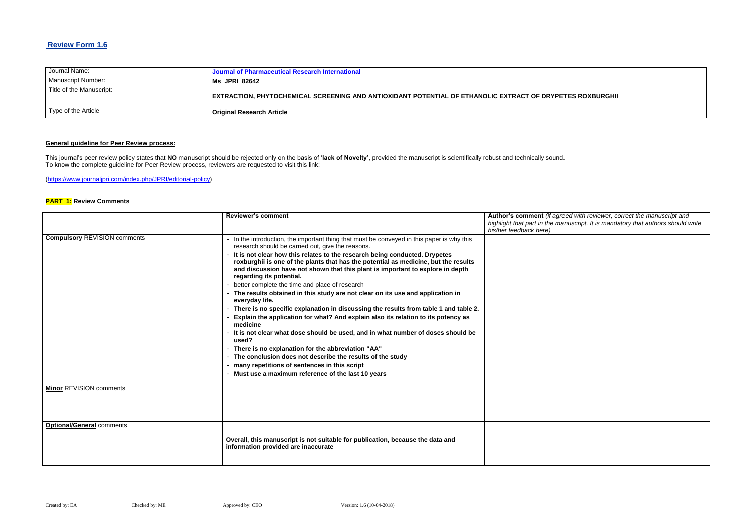## Review Form 1.6

| Journal Name: | Journal of Pharmaceutical Research International |
|---|---|
| Manuscript Number: | **Ms_JPRI_82642** |
| Title of the Manuscript: | **EXTRACTION, PHYTOCHEMICAL SCREENING AND ANTIOXIDANT POTENTIAL OF ETHANOLIC EXTRACT OF DRYPETES ROXBURGHII** |
| Type of the Article | **Original Research Article** |

**General guideline for Peer Review process:**

This journal's peer review policy states that **NO** manuscript should be rejected only on the basis of '**lack of Novelty'**, provided the manuscript is scientifically robust and technically sound.
To know the complete guideline for Peer Review process, reviewers are requested to visit this link:

(https://www.journaljpri.com/index.php/JPRI/editorial-policy)

**PART 1:** **Review Comments**

| | **Reviewer's comment** | **Author's comment** *(if agreed with reviewer, correct the manuscript and highlight that part in the manuscript. It is mandatory that authors should write his/her feedback here)* |
|---|---|---|
| **Compulsory** REVISION comments | - In the introduction, the important thing that must be conveyed in this paper is why this research should be carried out, give the reasons.<br>- **It is not clear how this relates to the research being conducted. Drypetes roxburghii is one of the plants that has the potential as medicine, but the results and discussion have not shown that this plant is important to explore in depth regarding its potential.**<br>- better complete the time and place of research<br>- **The results obtained in this study are not clear on its use and application in everyday life.**<br>- **There is no specific explanation in discussing the results from table 1 and table 2.**<br>- **Explain the application for what? And explain also its relation to its potency as medicine**<br>- **It is not clear what dose should be used, and in what number of doses should be used?**<br>- **There is no explanation for the abbreviation "AA"**<br>- **The conclusion does not describe the results of the study**<br>- **many repetitions of sentences in this script**<br>- **Must use a maximum reference of the last 10 years** | |
| **Minor** REVISION comments | | |
| **Optional/General** comments | **Overall, this manuscript is not suitable for publication, because the data and information provided are inaccurate** | |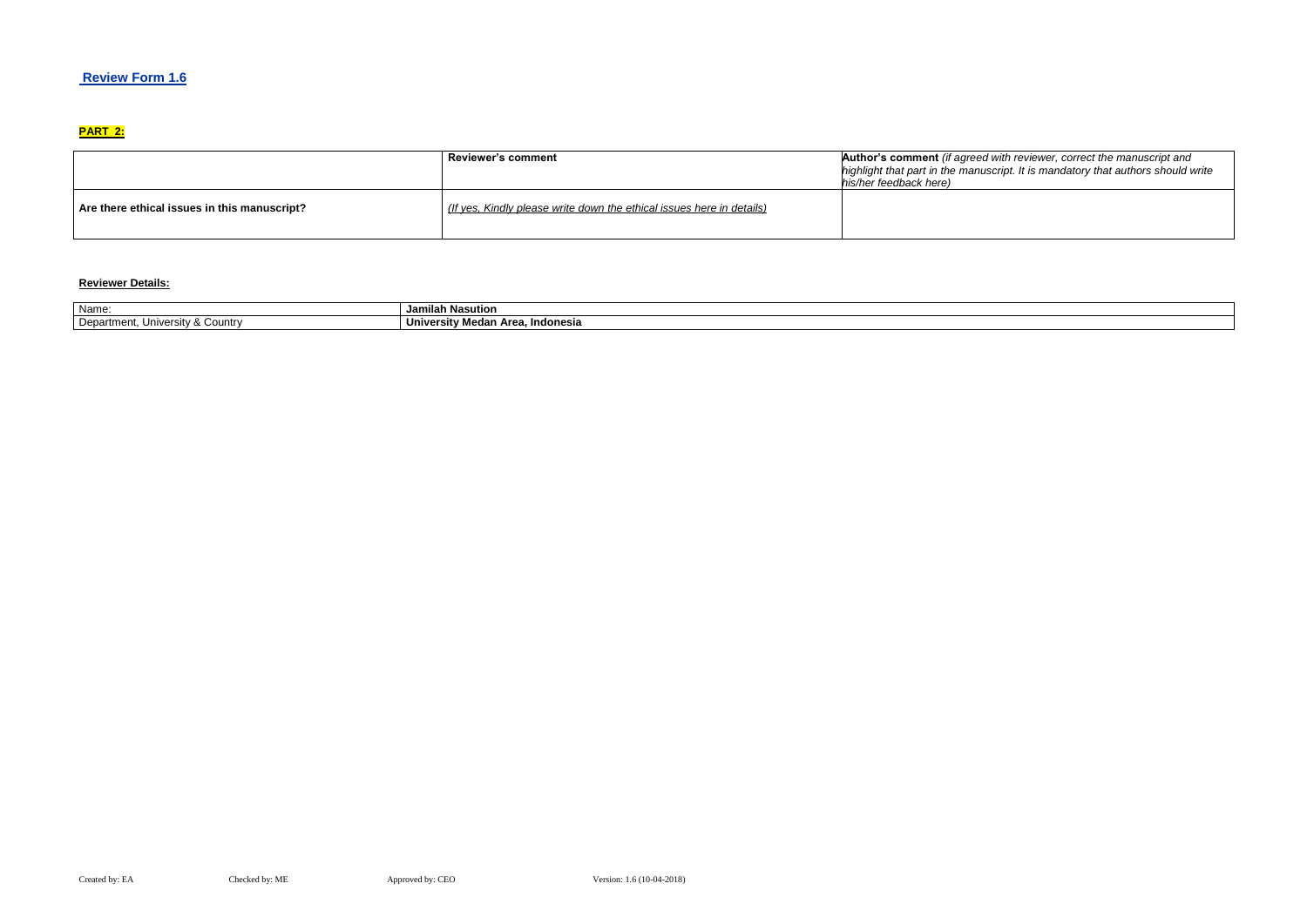**Review Form 1.6**

**PART 2:**

| | Reviewer's comment | **Author's comment** *(if agreed with reviewer, correct the manuscript and highlight that part in the manuscript. It is mandatory that authors should write his/her feedback here)* |
|---|---|---|
| **Are there ethical issues in this manuscript?** | *(If yes, Kindly please write down the ethical issues here in details)* | |

**Reviewer Details:**

| | |
|---|---|
| Name: | **Jamilah Nasution** |
| Department, University & Country | **University Medan Area, Indonesia** |

Created by: EA Checked by: ME Approved by: CEO Version: 1.6 (10-04-2018)